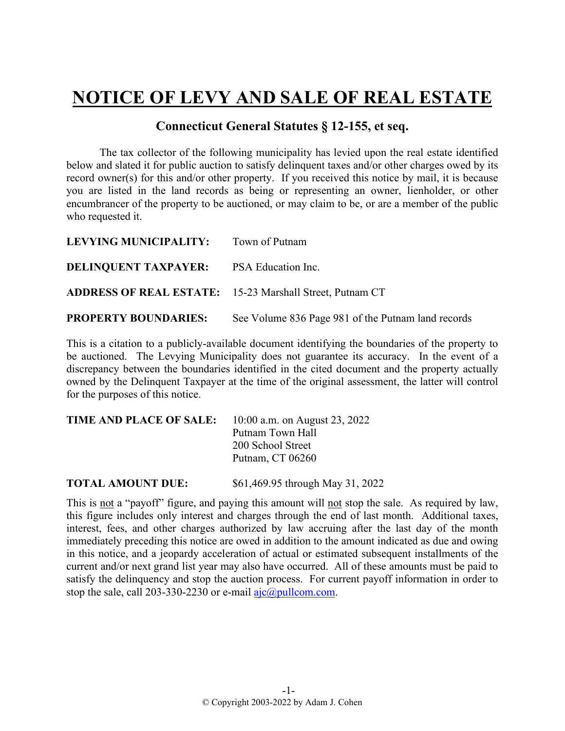# NOTICE OF LEVY AND SALE OF REAL ESTATE

## Connecticut General Statutes § 12-155, et seq.

The tax collector of the following municipality has levied upon the real estate identified below and slated it for public auction to satisfy delinquent taxes and/or other charges owed by its record owner(s) for this and/or other property. If you received this notice by mail, it is because you are listed in the land records as being or representing an owner, lienholder, or other encumbrancer of the property to be auctioned, or may claim to be, or are a member of the public who requested it.

**LEVYING MUNICIPALITY:** Town of Putnam

**DELINQUENT TAXPAYER:** PSA Education Inc.

**ADDRESS OF REAL ESTATE:** 15-23 Marshall Street, Putnam CT

**PROPERTY BOUNDARIES:** See Volume 836 Page 981 of the Putnam land records

This is a citation to a publicly-available document identifying the boundaries of the property to be auctioned. The Levying Municipality does not guarantee its accuracy. In the event of a discrepancy between the boundaries identified in the cited document and the property actually owned by the Delinquent Taxpayer at the time of the original assessment, the latter will control for the purposes of this notice.

**TIME AND PLACE OF SALE:** 10:00 a.m. on August 23, 2022
Putnam Town Hall
200 School Street
Putnam, CT 06260

**TOTAL AMOUNT DUE:** $61,469.95 through May 31, 2022

This is not a "payoff" figure, and paying this amount will not stop the sale. As required by law, this figure includes only interest and charges through the end of last month. Additional taxes, interest, fees, and other charges authorized by law accruing after the last day of the month immediately preceding this notice are owed in addition to the amount indicated as due and owing in this notice, and a jeopardy acceleration of actual or estimated subsequent installments of the current and/or next grand list year may also have occurred. All of these amounts must be paid to satisfy the delinquency and stop the auction process. For current payoff information in order to stop the sale, call 203-330-2230 or e-mail ajc@pullcom.com.

© Copyright 2003-2022 by Adam J. Cohen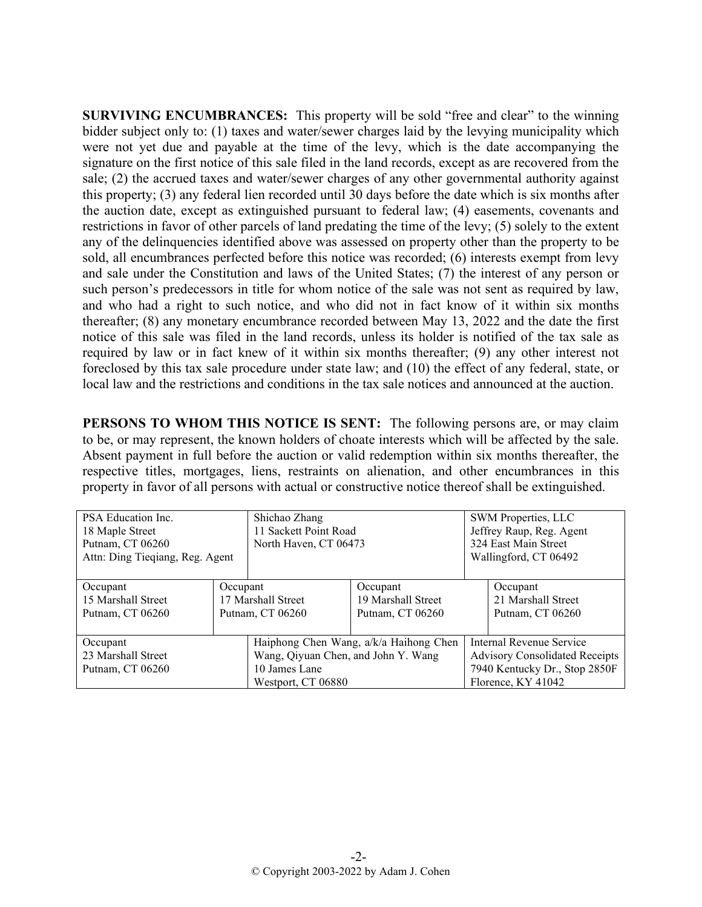**SURVIVING ENCUMBRANCES:** This property will be sold "free and clear" to the winning bidder subject only to: (1) taxes and water/sewer charges laid by the levying municipality which were not yet due and payable at the time of the levy, which is the date accompanying the signature on the first notice of this sale filed in the land records, except as are recovered from the sale; (2) the accrued taxes and water/sewer charges of any other governmental authority against this property; (3) any federal lien recorded until 30 days before the date which is six months after the auction date, except as extinguished pursuant to federal law; (4) easements, covenants and restrictions in favor of other parcels of land predating the time of the levy; (5) solely to the extent any of the delinquencies identified above was assessed on property other than the property to be sold, all encumbrances perfected before this notice was recorded; (6) interests exempt from levy and sale under the Constitution and laws of the United States; (7) the interest of any person or such person's predecessors in title for whom notice of the sale was not sent as required by law, and who had a right to such notice, and who did not in fact know of it within six months thereafter; (8) any monetary encumbrance recorded between May 13, 2022 and the date the first notice of this sale was filed in the land records, unless its holder is notified of the tax sale as required by law or in fact knew of it within six months thereafter; (9) any other interest not foreclosed by this tax sale procedure under state law; and (10) the effect of any federal, state, or local law and the restrictions and conditions in the tax sale notices and announced at the auction.

**PERSONS TO WHOM THIS NOTICE IS SENT:** The following persons are, or may claim to be, or may represent, the known holders of choate interests which will be affected by the sale. Absent payment in full before the auction or valid redemption within six months thereafter, the respective titles, mortgages, liens, restraints on alienation, and other encumbrances in this property in favor of all persons with actual or constructive notice thereof shall be extinguished.

| | | |
|---|---|---|
| PSA Education Inc.<br>18 Maple Street<br>Putnam, CT 06260<br>Attn: Ding Tieqiang, Reg. Agent | Shichao Zhang<br>11 Sackett Point Road<br>North Haven, CT 06473 | SWM Properties, LLC<br>Jeffrey Raup, Reg. Agent<br>324 East Main Street<br>Wallingford, CT 06492 |

| | | | |
|---|---|---|---|
| Occupant<br>15 Marshall Street<br>Putnam, CT 06260 | Occupant<br>17 Marshall Street<br>Putnam, CT 06260 | Occupant<br>19 Marshall Street<br>Putnam, CT 06260 | Occupant<br>21 Marshall Street<br>Putnam, CT 06260 |

| | | |
|---|---|---|
| Occupant<br>23 Marshall Street<br>Putnam, CT 06260 | Haiphong Chen Wang, a/k/a Haihong Chen Wang, Qiyuan Chen, and John Y. Wang<br>10 James Lane<br>Westport, CT 06880 | Internal Revenue Service<br>Advisory Consolidated Receipts<br>7940 Kentucky Dr., Stop 2850F<br>Florence, KY 41042 |

© Copyright 2003-2022 by Adam J. Cohen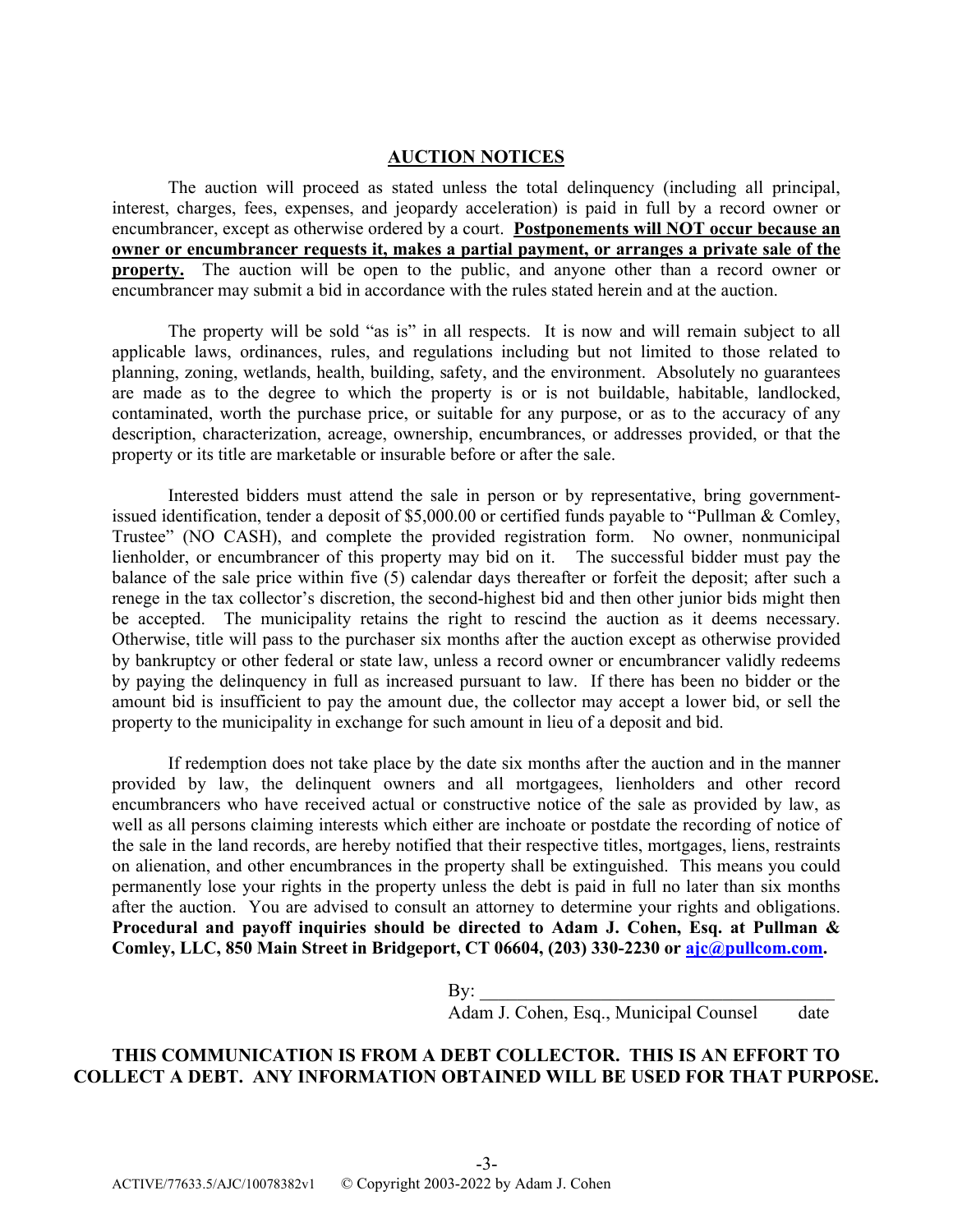## AUCTION NOTICES

The auction will proceed as stated unless the total delinquency (including all principal, interest, charges, fees, expenses, and jeopardy acceleration) is paid in full by a record owner or encumbrancer, except as otherwise ordered by a court. **Postponements will NOT occur because an owner or encumbrancer requests it, makes a partial payment, or arranges a private sale of the property.** The auction will be open to the public, and anyone other than a record owner or encumbrancer may submit a bid in accordance with the rules stated herein and at the auction.

The property will be sold "as is" in all respects. It is now and will remain subject to all applicable laws, ordinances, rules, and regulations including but not limited to those related to planning, zoning, wetlands, health, building, safety, and the environment. Absolutely no guarantees are made as to the degree to which the property is or is not buildable, habitable, landlocked, contaminated, worth the purchase price, or suitable for any purpose, or as to the accuracy of any description, characterization, acreage, ownership, encumbrances, or addresses provided, or that the property or its title are marketable or insurable before or after the sale.

Interested bidders must attend the sale in person or by representative, bring government-issued identification, tender a deposit of $5,000.00 or certified funds payable to "Pullman & Comley, Trustee" (NO CASH), and complete the provided registration form. No owner, nonmunicipal lienholder, or encumbrancer of this property may bid on it. The successful bidder must pay the balance of the sale price within five (5) calendar days thereafter or forfeit the deposit; after such a renege in the tax collector's discretion, the second-highest bid and then other junior bids might then be accepted. The municipality retains the right to rescind the auction as it deems necessary. Otherwise, title will pass to the purchaser six months after the auction except as otherwise provided by bankruptcy or other federal or state law, unless a record owner or encumbrancer validly redeems by paying the delinquency in full as increased pursuant to law. If there has been no bidder or the amount bid is insufficient to pay the amount due, the collector may accept a lower bid, or sell the property to the municipality in exchange for such amount in lieu of a deposit and bid.

If redemption does not take place by the date six months after the auction and in the manner provided by law, the delinquent owners and all mortgagees, lienholders and other record encumbrancers who have received actual or constructive notice of the sale as provided by law, as well as all persons claiming interests which either are inchoate or postdate the recording of notice of the sale in the land records, are hereby notified that their respective titles, mortgages, liens, restraints on alienation, and other encumbrances in the property shall be extinguished. This means you could permanently lose your rights in the property unless the debt is paid in full no later than six months after the auction. You are advised to consult an attorney to determine your rights and obligations. **Procedural and payoff inquiries should be directed to Adam J. Cohen, Esq. at Pullman & Comley, LLC, 850 Main Street in Bridgeport, CT 06604, (203) 330-2230 or ajc@pullcom.com.**

By: ___________________________________

Adam J. Cohen, Esq., Municipal Counsel date

**THIS COMMUNICATION IS FROM A DEBT COLLECTOR. THIS IS AN EFFORT TO COLLECT A DEBT. ANY INFORMATION OBTAINED WILL BE USED FOR THAT PURPOSE.**

ACTIVE/77633.5/AJC/10078382v1 © Copyright 2003-2022 by Adam J. Cohen